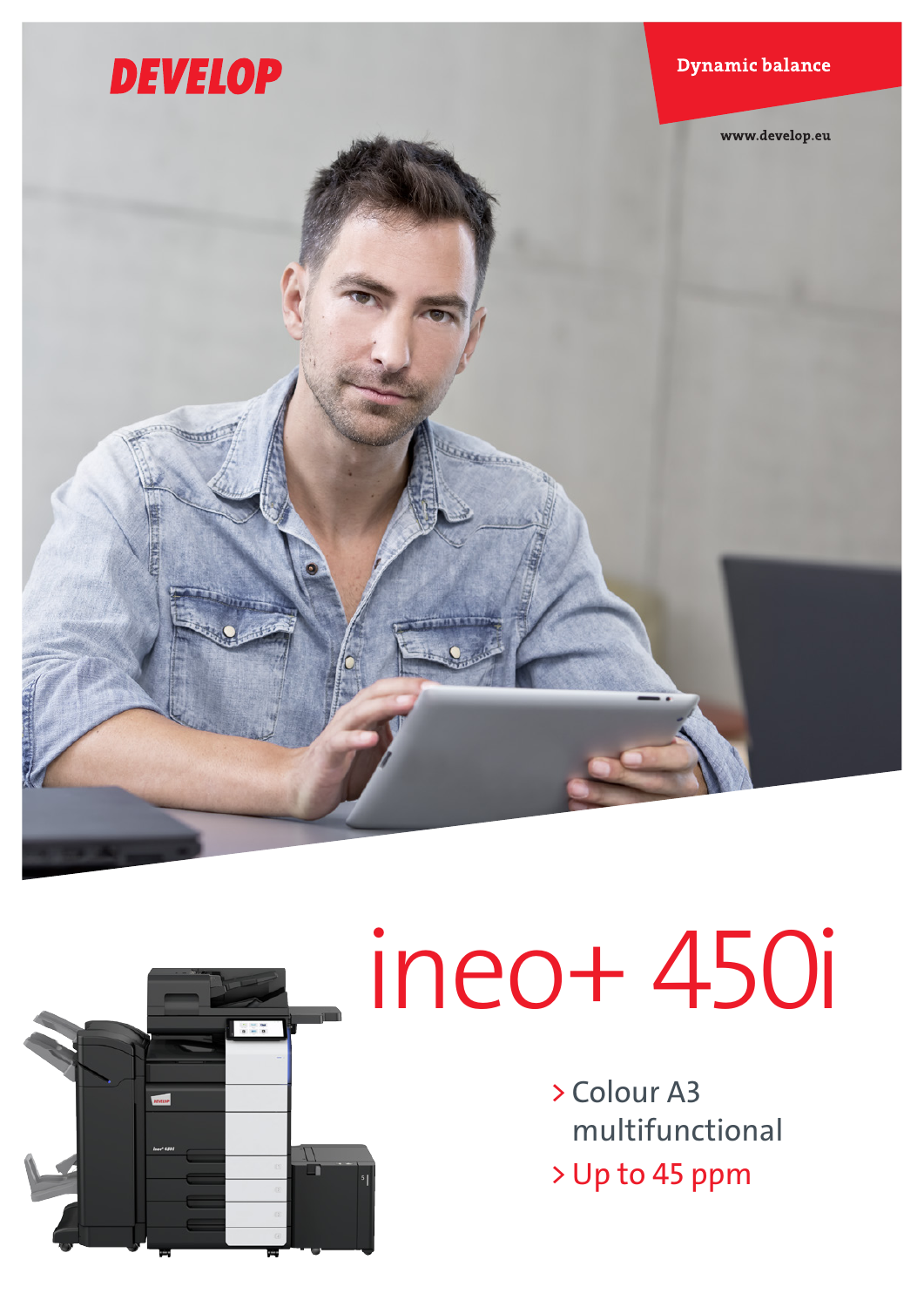DEVELOP

Dynamic balance

www.develop.eu

# ineo+ 450i

> Colour A3 multifunctional
> Up to 45 ppm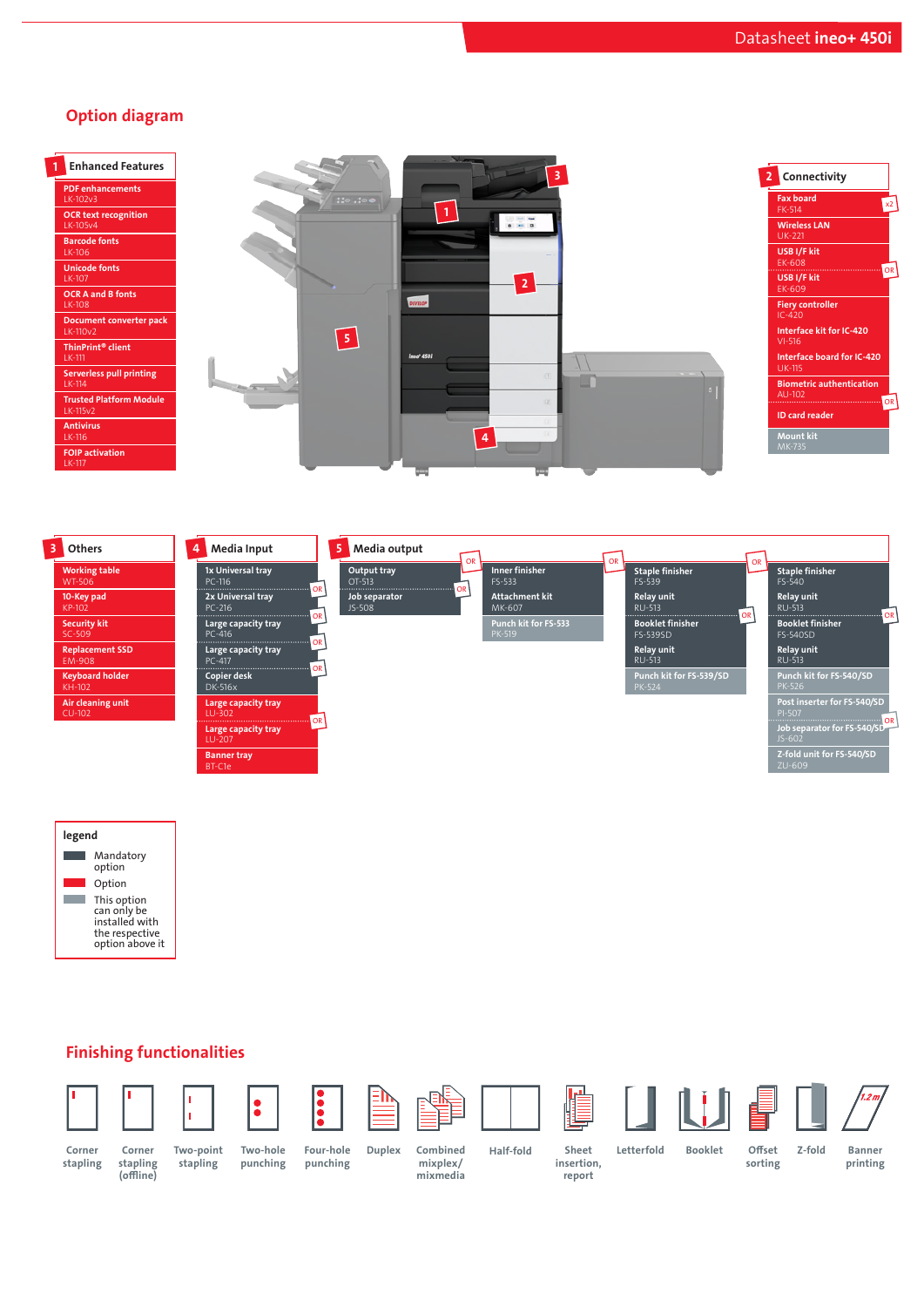# Option diagram

## 1 Enhanced Features

- PDF enhancements LK-102v3
- OCR text recognition LK-105v4
- Barcode fonts LK-106
- Unicode fonts LK-107
- OCR A and B fonts LK-108
- Document converter pack LK-110v2
- ThinPrint® client LK-111
- Serverless pull printing LK-114
- Trusted Platform Module LK-115v2
- Antivirus LK-116
- FOIP activation LK-117

## 2 Connectivity

- Fax board FK-514 (x2)
- Wireless LAN UK-221
- USB I/F kit EK-608 — OR
- USB I/F kit EK-609
- Fiery controller IC-420
- Interface kit for IC-420 VI-516
- Interface board for IC-420 UK-115
- Biometric authentication AU-102 — OR
- ID card reader
- Mount kit MK-735

## 3 Others

- Working table WT-506
- 10-Key pad KP-102
- Security kit SC-509
- Replacement SSD EM-908
- Keyboard holder KH-102
- Air cleaning unit CU-102

## 4 Media Input

- 1x Universal tray PC-116 — OR
- 2x Universal tray PC-216 — OR
- Large capacity tray PC-416 — OR
- Large capacity tray PC-417 — OR
- Copier desk DK-516x
- Large capacity tray LU-302 — OR
- Large capacity tray LU-207
- Banner tray BT-C1e

## 5 Media output

- OR
  - Output tray OT-513 — OR
  - Job separator JS-508
- OR
  - Inner finisher FS-533
  - Attachment kit MK-607
  - Punch kit for FS-533 PK-519
- OR
  - Staple finisher FS-539
  - Relay unit RU-513 — OR
  - Booklet finisher FS-539SD
  - Relay unit RU-513
  - Punch kit for FS-539/SD PK-524
- OR
  - Staple finisher FS-540
  - Relay unit RU-513 — OR
  - Booklet finisher FS-540SD
  - Relay unit RU-513
  - Punch kit for FS-540/SD PK-526
  - Post inserter for FS-540/SD PI-507 — OR
  - Job separator for FS-540/SD JS-602
  - Z-fold unit for FS-540/SD ZU-609

### legend

- Mandatory option
- Option
- This option can only be installed with the respective option above it

# Finishing functionalities

Corner stapling · Corner stapling (offline) · Two-point stapling · Two-hole punching · Four-hole punching · Duplex · Combined mixplex/mixmedia · Half-fold · Sheet insertion, report · Letterfold · Booklet · Offset sorting · Z-fold · Banner printing (1,2 m)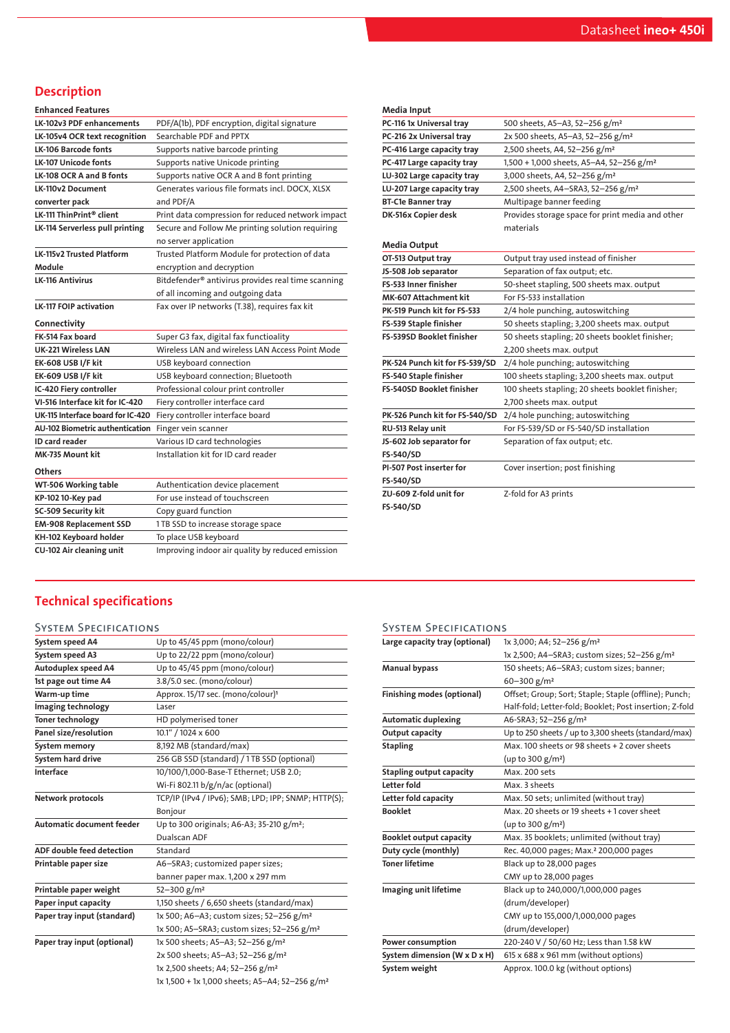## Description

### Enhanced Features

| | |
|---|---|
| LK-102v3 PDF enhancements | PDF/A(1b), PDF encryption, digital signature |
| LK-105v4 OCR text recognition | Searchable PDF and PPTX |
| LK-106 Barcode fonts | Supports native barcode printing |
| LK-107 Unicode fonts | Supports native Unicode printing |
| LK-108 OCR A and B fonts | Supports native OCR A and B font printing |
| LK-110v2 Document converter pack | Generates various file formats incl. DOCX, XLSX and PDF/A |
| LK-111 ThinPrint® client | Print data compression for reduced network impact |
| LK-114 Serverless pull printing | Secure and Follow Me printing solution requiring no server application |
| LK-115v2 Trusted Platform Module | Trusted Platform Module for protection of data encryption and decryption |
| LK-116 Antivirus | Bitdefender® antivirus provides real time scanning of all incoming and outgoing data |
| LK-117 FOIP activation | Fax over IP networks (T.38), requires fax kit |

### Connectivity

| | |
|---|---|
| FK-514 Fax board | Super G3 fax, digital fax functioality |
| UK-221 Wireless LAN | Wireless LAN and wireless LAN Access Point Mode |
| EK-608 USB I/F kit | USB keyboard connection |
| EK-609 USB I/F kit | USB keyboard connection; Bluetooth |
| IC-420 Fiery controller | Professional colour print controller |
| VI-516 Interface kit for IC-420 | Fiery controller interface card |
| UK-115 Interface board for IC-420 | Fiery controller interface board |
| AU-102 Biometric authentication | Finger vein scanner |
| ID card reader | Various ID card technologies |
| MK-735 Mount kit | Installation kit for ID card reader |

### Others

| | |
|---|---|
| WT-506 Working table | Authentication device placement |
| KP-102 10-Key pad | For use instead of touchscreen |
| SC-509 Security kit | Copy guard function |
| EM-908 Replacement SSD | 1 TB SSD to increase storage space |
| KH-102 Keyboard holder | To place USB keyboard |
| CU-102 Air cleaning unit | Improving indoor air quality by reduced emission |

### Media Input

| | |
|---|---|
| PC-116 1x Universal tray | 500 sheets, A5–A3, 52–256 g/m² |
| PC-216 2x Universal tray | 2x 500 sheets, A5–A3, 52–256 g/m² |
| PC-416 Large capacity tray | 2,500 sheets, A4, 52–256 g/m² |
| PC-417 Large capacity tray | 1,500 + 1,000 sheets, A5–A4, 52–256 g/m² |
| LU-302 Large capacity tray | 3,000 sheets, A4, 52–256 g/m² |
| LU-207 Large capacity tray | 2,500 sheets, A4–SRA3, 52–256 g/m² |
| BT-C1e Banner tray | Multipage banner feeding |
| DK-516x Copier desk | Provides storage space for print media and other materials |

### Media Output

| | |
|---|---|
| OT-513 Output tray | Output tray used instead of finisher |
| JS-508 Job separator | Separation of fax output; etc. |
| FS-533 Inner finisher | 50-sheet stapling, 500 sheets max. output |
| MK-607 Attachment kit | For FS-533 installation |
| PK-519 Punch kit for FS-533 | 2/4 hole punching, autoswitching |
| FS-539 Staple finisher | 50 sheets stapling; 3,200 sheets max. output |
| FS-539SD Booklet finisher | 50 sheets stapling; 20 sheets booklet finisher; 2,200 sheets max. output |
| PK-524 Punch kit for FS-539/SD | 2/4 hole punching; autoswitching |
| FS-540 Staple finisher | 100 sheets stapling; 3,200 sheets max. output |
| FS-540SD Booklet finisher | 100 sheets stapling; 20 sheets booklet finisher; 2,700 sheets max. output |
| PK-526 Punch kit for FS-540/SD | 2/4 hole punching; autoswitching |
| RU-513 Relay unit | For FS-539/SD or FS-540/SD installation |
| JS-602 Job separator for FS-540/SD | Separation of fax output; etc. |
| PI-507 Post inserter for FS-540/SD | Cover insertion; post finishing |
| ZU-609 Z-fold unit for FS-540/SD | Z-fold for A3 prints |

## Technical specifications

### System Specifications

| | |
|---|---|
| System speed A4 | Up to 45/45 ppm (mono/colour) |
| System speed A3 | Up to 22/22 ppm (mono/colour) |
| Autoduplex speed A4 | Up to 45/45 ppm (mono/colour) |
| 1st page out time A4 | 3.8/5.0 sec. (mono/colour) |
| Warm-up time | Approx. 15/17 sec. (mono/colour)[1] |
| Imaging technology | Laser |
| Toner technology | HD polymerised toner |
| Panel size/resolution | 10.1" / 1024 x 600 |
| System memory | 8,192 MB (standard/max) |
| System hard drive | 256 GB SSD (standard) / 1 TB SSD (optional) |
| Interface | 10/100/1,000-Base-T Ethernet; USB 2.0; Wi-Fi 802.11 b/g/n/ac (optional) |
| Network protocols | TCP/IP (IPv4 / IPv6); SMB; LPD; IPP; SNMP; HTTP(S); Bonjour |
| Automatic document feeder | Up to 300 originals; A6-A3; 35-210 g/m²; Dualscan ADF |
| ADF double feed detection | Standard |
| Printable paper size | A6–SRA3; customized paper sizes; banner paper max. 1,200 x 297 mm |
| Printable paper weight | 52–300 g/m² |
| Paper input capacity | 1,150 sheets / 6,650 sheets (standard/max) |
| Paper tray input (standard) | 1x 500; A6–A3; custom sizes; 52–256 g/m²<br>1x 500; A5–SRA3; custom sizes; 52–256 g/m² |
| Paper tray input (optional) | 1x 500 sheets; A5–A3; 52–256 g/m²<br>2x 500 sheets; A5–A3; 52–256 g/m²<br>1x 2,500 sheets; A4; 52–256 g/m²<br>1x 1,500 + 1x 1,000 sheets; A5–A4; 52–256 g/m² |

### System Specifications

| | |
|---|---|
| Large capacity tray (optional) | 1x 3,000; A4; 52–256 g/m²<br>1x 2,500; A4–SRA3; custom sizes; 52–256 g/m² |
| Manual bypass | 150 sheets; A6–SRA3; custom sizes; banner; 60–300 g/m² |
| Finishing modes (optional) | Offset; Group; Sort; Staple; Staple (offline); Punch; Half-fold; Letter-fold; Booklet; Post insertion; Z-fold |
| Automatic duplexing | A6-SRA3; 52–256 g/m² |
| Output capacity | Up to 250 sheets / up to 3,300 sheets (standard/max) |
| Stapling | Max. 100 sheets or 98 sheets + 2 cover sheets (up to 300 g/m²) |
| Stapling output capacity | Max. 200 sets |
| Letter fold | Max. 3 sheets |
| Letter fold capacity | Max. 50 sets; unlimited (without tray) |
| Booklet | Max. 20 sheets or 19 sheets + 1 cover sheet (up to 300 g/m²) |
| Booklet output capacity | Max. 35 booklets; unlimited (without tray) |
| Duty cycle (monthly) | Rec. 40,000 pages; Max.[2] 200,000 pages |
| Toner lifetime | Black up to 28,000 pages<br>CMY up to 28,000 pages |
| Imaging unit lifetime | Black up to 240,000/1,000,000 pages (drum/developer)<br>CMY up to 155,000/1,000,000 pages (drum/developer) |
| Power consumption | 220-240 V / 50/60 Hz; Less than 1.58 kW |
| System dimension (W x D x H) | 615 x 688 x 961 mm (without options) |
| System weight | Approx. 100.0 kg (without options) |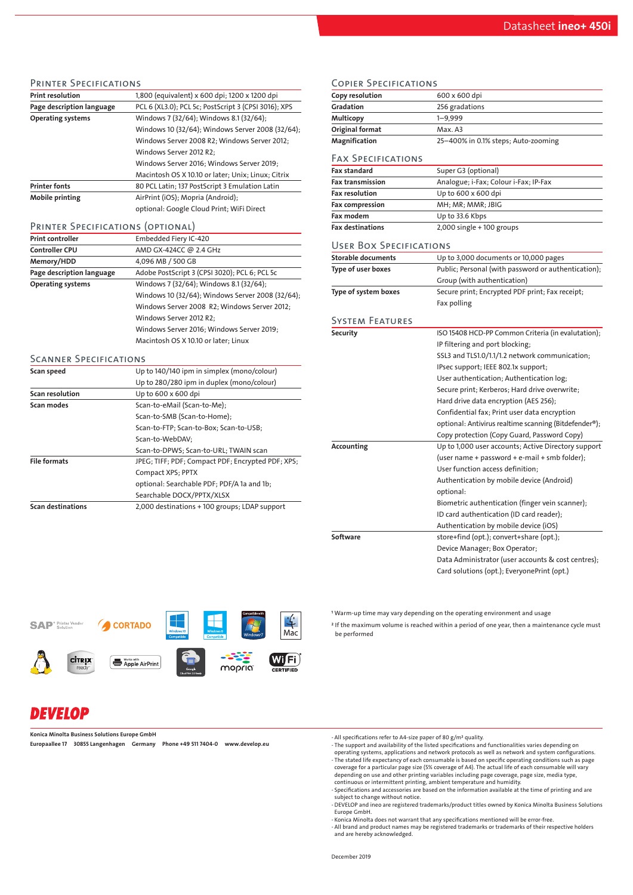## Printer Specifications

| | |
|---|---|
| **Print resolution** | 1,800 (equivalent) x 600 dpi; 1200 x 1200 dpi |
| **Page description language** | PCL 6 (XL3.0); PCL 5c; PostScript 3 (CPSI 3016); XPS |
| **Operating systems** | Windows 7 (32/64); Windows 8.1 (32/64); Windows 10 (32/64); Windows Server 2008 (32/64); Windows Server 2008 R2; Windows Server 2012; Windows Server 2012 R2; Windows Server 2016; Windows Server 2019; Macintosh OS X 10.10 or later; Unix; Linux; Citrix |
| **Printer fonts** | 80 PCL Latin; 137 PostScript 3 Emulation Latin |
| **Mobile printing** | AirPrint (iOS); Mopria (Android); optional: Google Cloud Print; WiFi Direct |

## Printer Specifications (optional)

| | |
|---|---|
| **Print controller** | Embedded Fiery IC-420 |
| **Controller CPU** | AMD GX-424CC @ 2.4 GHz |
| **Memory/HDD** | 4,096 MB / 500 GB |
| **Page description language** | Adobe PostScript 3 (CPSI 3020); PCL 6; PCL 5c |
| **Operating systems** | Windows 7 (32/64); Windows 8.1 (32/64); Windows 10 (32/64); Windows Server 2008 (32/64); Windows Server 2008 R2; Windows Server 2012; Windows Server 2012 R2; Windows Server 2016; Windows Server 2019; Macintosh OS X 10.10 or later; Linux |

## Scanner Specifications

| | |
|---|---|
| **Scan speed** | Up to 140/140 ipm in simplex (mono/colour); Up to 280/280 ipm in duplex (mono/colour) |
| **Scan resolution** | Up to 600 x 600 dpi |
| **Scan modes** | Scan-to-eMail (Scan-to-Me); Scan-to-SMB (Scan-to-Home); Scan-to-FTP; Scan-to-Box; Scan-to-USB; Scan-to-WebDAV; Scan-to-DPWS; Scan-to-URL; TWAIN scan |
| **File formats** | JPEG; TIFF; PDF; Compact PDF; Encrypted PDF; XPS; Compact XPS; PPTX; optional: Searchable PDF; PDF/A 1a and 1b; Searchable DOCX/PPTX/XLSX |
| **Scan destinations** | 2,000 destinations + 100 groups; LDAP support |

## Copier Specifications

| | |
|---|---|
| **Copy resolution** | 600 x 600 dpi |
| **Gradation** | 256 gradations |
| **Multicopy** | 1–9,999 |
| **Original format** | Max. A3 |
| **Magnification** | 25–400% in 0.1% steps; Auto-zooming |

## Fax Specifications

| | |
|---|---|
| **Fax standard** | Super G3 (optional) |
| **Fax transmission** | Analogue; i-Fax; Colour i-Fax; IP-Fax |
| **Fax resolution** | Up to 600 x 600 dpi |
| **Fax compression** | MH; MR; MMR; JBIG |
| **Fax modem** | Up to 33.6 Kbps |
| **Fax destinations** | 2,000 single + 100 groups |

## User Box Specifications

| | |
|---|---|
| **Storable documents** | Up to 3,000 documents or 10,000 pages |
| **Type of user boxes** | Public; Personal (with password or authentication); Group (with authentication) |
| **Type of system boxes** | Secure print; Encrypted PDF print; Fax receipt; Fax polling |

## System Features

| | |
|---|---|
| **Security** | ISO 15408 HCD-PP Common Criteria (in evalutation); IP filtering and port blocking; SSL3 and TLS1.0/1.1/1.2 network communication; IPsec support; IEEE 802.1x support; User authentication; Authentication log; Secure print; Kerberos; Hard drive overwrite; Hard drive data encryption (AES 256); Confidential fax; Print user data encryption optional: Antivirus realtime scanning (Bitdefender®); Copy protection (Copy Guard, Password Copy) |
| **Accounting** | Up to 1,000 user accounts; Active Directory support (user name + password + e-mail + smb folder); User function access definition; Authentication by mobile device (Android) optional: Biometric authentication (finger vein scanner); ID card authentication (ID card reader); Authentication by mobile device (iOS) |
| **Software** | store+find (opt.); convert+share (opt.); Device Manager; Box Operator; Data Administrator (user accounts & cost centres); Card solutions (opt.); EveryonePrint (opt.) |

[1] Warm-up time may vary depending on the operating environment and usage

[2] If the maximum volume is reached within a period of one year, then a maintenance cycle must be performed

**Konica Minolta Business Solutions Europe GmbH**
**Europaallee 17 30855 Langenhagen Germany Phone +49 511 7404-0 www.develop.eu**

- All specifications refer to A4-size paper of 80 g/m² quality.
- The support and availability of the listed specifications and functionalities varies depending on operating systems, applications and network protocols as well as network and system configurations.
- The stated life expectancy of each consumable is based on specific operating conditions such as page coverage for a particular page size (5% coverage of A4). The actual life of each consumable will vary depending on use and other printing variables including page coverage, page size, media type, continuous or intermittent printing, ambient temperature and humidity.
- Specifications and accessories are based on the information available at the time of printing and are subject to change without notice.
- DEVELOP and ineo are registered trademarks/product titles owned by Konica Minolta Business Solutions Europe GmbH.
- Konica Minolta does not warrant that any specifications mentioned will be error-free.
- All brand and product names may be registered trademarks or trademarks of their respective holders and are hereby acknowledged.

December 2019